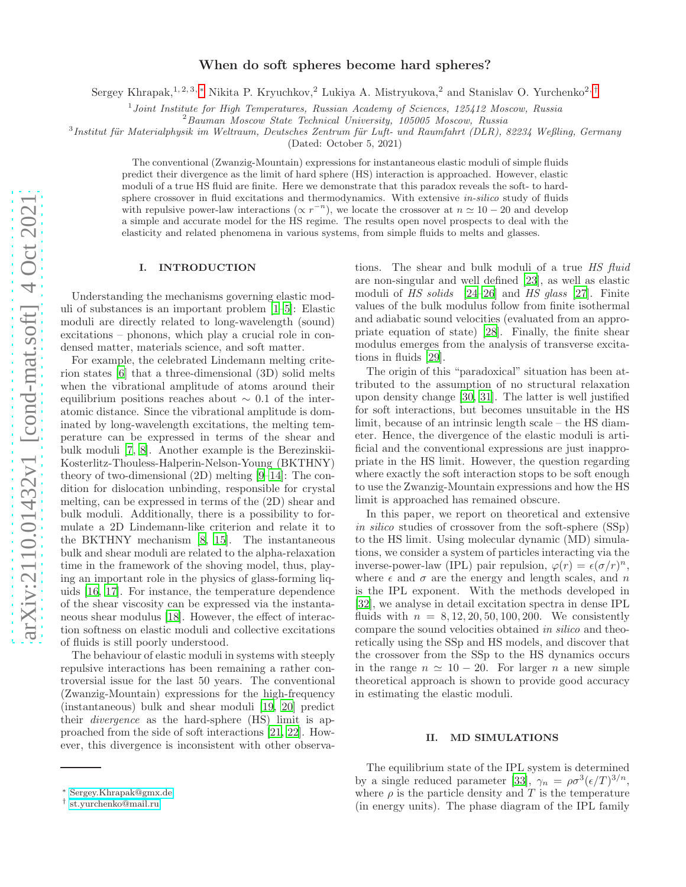# When do soft spheres become hard spheres?

Sergey Khrapak,[1,2,3,*] Nikita P. Kryuchkov,[2] Lukiya A. Mistryukova,[2] and Stanislav O. Yurchenko[2,†]

[1] *Joint Institute for High Temperatures, Russian Academy of Sciences, 125412 Moscow, Russia*
[2] *Bauman Moscow State Technical University, 105005 Moscow, Russia*
[3] *Institut für Materialphysik im Weltraum, Deutsches Zentrum für Luft- und Raumfahrt (DLR), 82234 Weßling, Germany*

(Dated: October 5, 2021)

The conventional (Zwanzig-Mountain) expressions for instantaneous elastic moduli of simple fluids predict their divergence as the limit of hard sphere (HS) interaction is approached. However, elastic moduli of a true HS fluid are finite. Here we demonstrate that this paradox reveals the soft- to hard-sphere crossover in fluid excitations and thermodynamics. With extensive *in-silico* study of fluids with repulsive power-law interactions ($\propto r^{-n}$), we locate the crossover at $n \simeq 10-20$ and develop a simple and accurate model for the HS regime. The results open novel prospects to deal with the elasticity and related phenomena in various systems, from simple fluids to melts and glasses.

## I. INTRODUCTION

Understanding the mechanisms governing elastic moduli of substances is an important problem [1–5]: Elastic moduli are directly related to long-wavelength (sound) excitations – phonons, which play a crucial role in condensed matter, materials science, and soft matter.

For example, the celebrated Lindemann melting criterion states [6] that a three-dimensional (3D) solid melts when the vibrational amplitude of atoms around their equilibrium positions reaches about $\sim 0.1$ of the interatomic distance. Since the vibrational amplitude is dominated by long-wavelength excitations, the melting temperature can be expressed in terms of the shear and bulk moduli [7, 8]. Another example is the Berezinskii-Kosterlitz-Thouless-Halperin-Nelson-Young (BKTHNY) theory of two-dimensional (2D) melting [9–14]: The condition for dislocation unbinding, responsible for crystal melting, can be expressed in terms of the (2D) shear and bulk moduli. Additionally, there is a possibility to formulate a 2D Lindemann-like criterion and relate it to the BKTHNY mechanism [8, 15]. The instantaneous bulk and shear moduli are related to the alpha-relaxation time in the framework of the shoving model, thus, playing an important role in the physics of glass-forming liquids [16, 17]. For instance, the temperature dependence of the shear viscosity can be expressed via the instantaneous shear modulus [18]. However, the effect of interaction softness on elastic moduli and collective excitations of fluids is still poorly understood.

The behaviour of elastic moduli in systems with steeply repulsive interactions has been remaining a rather controversial issue for the last 50 years. The conventional (Zwanzig-Mountain) expressions for the high-frequency (instantaneous) bulk and shear moduli [19, 20] predict their *divergence* as the hard-sphere (HS) limit is approached from the side of soft interactions [21, 22]. However, this divergence is inconsistent with other observations. The shear and bulk moduli of a true *HS fluid* are non-singular and well defined [23], as well as elastic moduli of *HS solids* [24–26] and *HS glass* [27]. Finite values of the bulk modulus follow from finite isothermal and adiabatic sound velocities (evaluated from an appropriate equation of state) [28]. Finally, the finite shear modulus emerges from the analysis of transverse excitations in fluids [29].

The origin of this "paradoxical" situation has been attributed to the assumption of no structural relaxation upon density change [30, 31]. The latter is well justified for soft interactions, but becomes unsuitable in the HS limit, because of an intrinsic length scale – the HS diameter. Hence, the divergence of the elastic moduli is artificial and the conventional expressions are just inappropriate in the HS limit. However, the question regarding where exactly the soft interaction stops to be soft enough to use the Zwanzig-Mountain expressions and how the HS limit is approached has remained obscure.

In this paper, we report on theoretical and extensive *in silico* studies of crossover from the soft-sphere (SSp) to the HS limit. Using molecular dynamic (MD) simulations, we consider a system of particles interacting via the inverse-power-law (IPL) pair repulsion, $\varphi(r) = \epsilon(\sigma/r)^n$, where $\epsilon$ and $\sigma$ are the energy and length scales, and $n$ is the IPL exponent. With the methods developed in [32], we analyse in detail excitation spectra in dense IPL fluids with $n = 8, 12, 20, 50, 100, 200$. We consistently compare the sound velocities obtained *in silico* and theoretically using the SSp and HS models, and discover that the crossover from the SSp to the HS dynamics occurs in the range $n \simeq 10-20$. For larger $n$ a new simple theoretical approach is shown to provide good accuracy in estimating the elastic moduli.

## II. MD SIMULATIONS

The equilibrium state of the IPL system is determined by a single reduced parameter [33], $\gamma_n = \rho\sigma^3(\epsilon/T)^{3/n}$, where $\rho$ is the particle density and $T$ is the temperature (in energy units). The phase diagram of the IPL family

---

\* Sergey.Khrapak@gmx.de
† st.yurchenko@mail.ru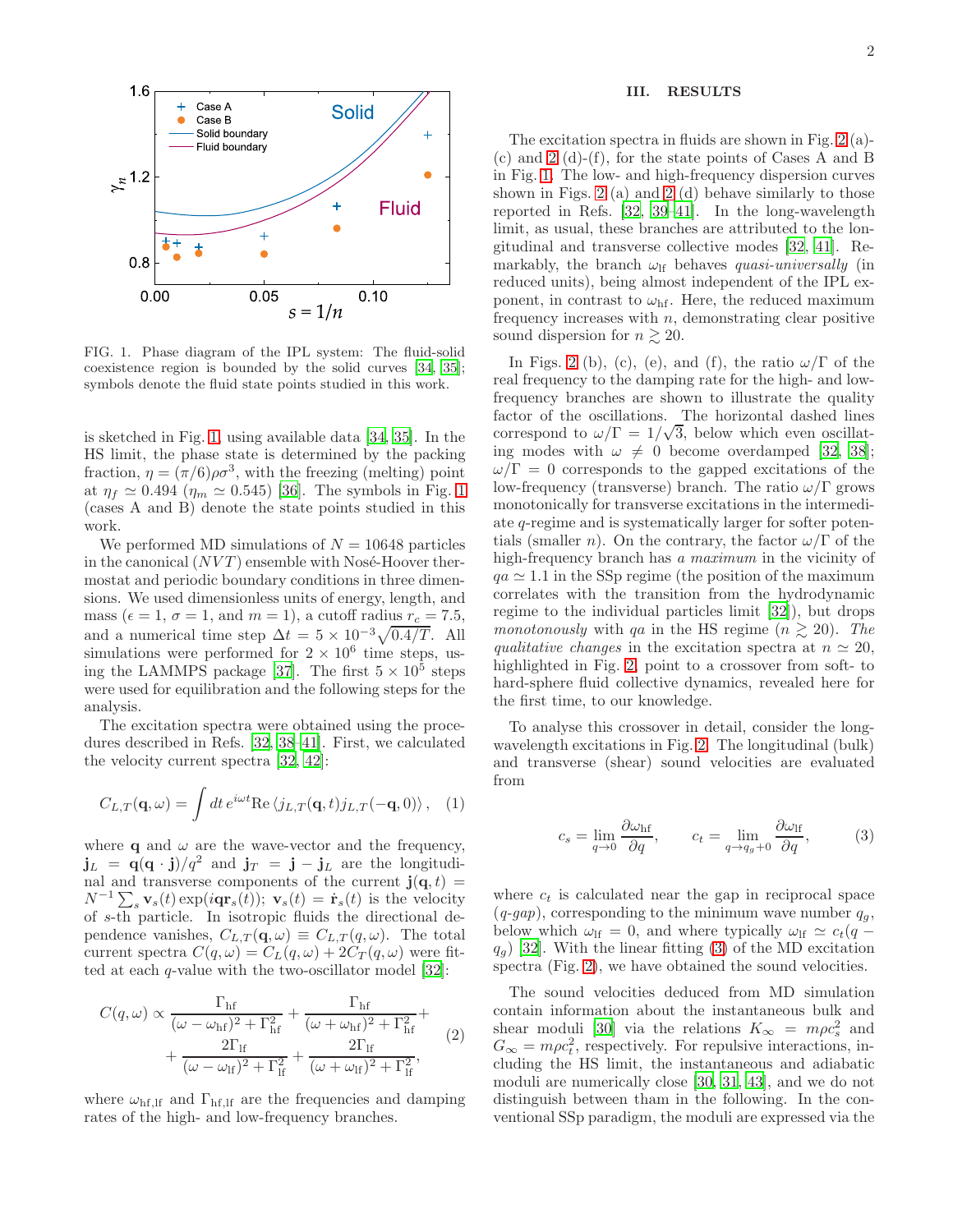FIG. 1. Phase diagram of the IPL system: The fluid-solid coexistence region is bounded by the solid curves [34, 35]; symbols denote the fluid state points studied in this work.

is sketched in Fig. 1, using available data [34, 35]. In the HS limit, the phase state is determined by the packing fraction, $\eta = (\pi/6)\rho\sigma^3$, with the freezing (melting) point at $\eta_f \simeq 0.494$ ($\eta_m \simeq 0.545$) [36]. The symbols in Fig. 1 (cases A and B) denote the state points studied in this work.

We performed MD simulations of $N = 10648$ particles in the canonical ($NVT$) ensemble with Nosé-Hoover thermostat and periodic boundary conditions in three dimensions. We used dimensionless units of energy, length, and mass ($\epsilon = 1$, $\sigma = 1$, and $m = 1$), a cutoff radius $r_c = 7.5$, and a numerical time step $\Delta t = 5 \times 10^{-3}\sqrt{0.4/T}$. All simulations were performed for $2 \times 10^6$ time steps, using the LAMMPS package [37]. The first $5 \times 10^5$ steps were used for equilibration and the following steps for the analysis.

The excitation spectra were obtained using the procedures described in Refs. [32, 38–41]. First, we calculated the velocity current spectra [32, 42]:

$$C_{L,T}(\mathbf{q}, \omega) = \int dt\, e^{i\omega t} \mathrm{Re}\, \langle j_{L,T}(\mathbf{q}, t) j_{L,T}(-\mathbf{q}, 0) \rangle\,, \quad (1)$$

where $\mathbf{q}$ and $\omega$ are the wave-vector and the frequency, $\mathbf{j}_L = \mathbf{q}(\mathbf{q} \cdot \mathbf{j})/q^2$ and $\mathbf{j}_T = \mathbf{j} - \mathbf{j}_L$ are the longitudinal and transverse components of the current $\mathbf{j}(\mathbf{q}, t) = N^{-1} \sum_s \mathbf{v}_s(t) \exp(i\mathbf{q}\mathbf{r}_s(t))$; $\mathbf{v}_s(t) = \dot{\mathbf{r}}_s(t)$ is the velocity of $s$-th particle. In isotropic fluids the directional dependence vanishes, $C_{L,T}(\mathbf{q}, \omega) \equiv C_{L,T}(q, \omega)$. The total current spectra $C(q, \omega) = C_L(q, \omega) + 2C_T(q, \omega)$ were fitted at each $q$-value with the two-oscillator model [32]:

$$C(q, \omega) \propto \frac{\Gamma_{\rm hf}}{(\omega - \omega_{\rm hf})^2 + \Gamma_{\rm hf}^2} + \frac{\Gamma_{\rm hf}}{(\omega + \omega_{\rm hf})^2 + \Gamma_{\rm hf}^2} + \\ + \frac{2\Gamma_{\rm lf}}{(\omega - \omega_{\rm lf})^2 + \Gamma_{\rm lf}^2} + \frac{2\Gamma_{\rm lf}}{(\omega + \omega_{\rm lf})^2 + \Gamma_{\rm lf}^2}, \quad (2)$$

where $\omega_{\rm hf,lf}$ and $\Gamma_{\rm hf,lf}$ are the frequencies and damping rates of the high- and low-frequency branches.

## III. RESULTS

The excitation spectra in fluids are shown in Fig. 2 (a)-(c) and 2 (d)-(f), for the state points of Cases A and B in Fig. 1. The low- and high-frequency dispersion curves shown in Figs. 2 (a) and 2 (d) behave similarly to those reported in Refs. [32, 39–41]. In the long-wavelength limit, as usual, these branches are attributed to the longitudinal and transverse collective modes [32, 41]. Remarkably, the branch $\omega_{\rm lf}$ behaves *quasi-universally* (in reduced units), being almost independent of the IPL exponent, in contrast to $\omega_{\rm hf}$. Here, the reduced maximum frequency increases with $n$, demonstrating clear positive sound dispersion for $n \gtrsim 20$.

In Figs. 2 (b), (c), (e), and (f), the ratio $\omega/\Gamma$ of the real frequency to the damping rate for the high- and low-frequency branches are shown to illustrate the quality factor of the oscillations. The horizontal dashed lines correspond to $\omega/\Gamma = 1/\sqrt{3}$, below which even oscillating modes with $\omega \neq 0$ become overdamped [32, 38]; $\omega/\Gamma = 0$ corresponds to the gapped excitations of the low-frequency (transverse) branch. The ratio $\omega/\Gamma$ grows monotonically for transverse excitations in the intermediate $q$-regime and is systematically larger for softer potentials (smaller $n$). On the contrary, the factor $\omega/\Gamma$ of the high-frequency branch has *a maximum* in the vicinity of $qa \simeq 1.1$ in the SSp regime (the position of the maximum correlates with the transition from the hydrodynamic regime to the individual particles limit [32]), but drops *monotonously* with $qa$ in the HS regime ($n \gtrsim 20$). *The qualitative changes* in the excitation spectra at $n \simeq 20$, highlighted in Fig. 2, point to a crossover from soft- to hard-sphere fluid collective dynamics, revealed here for the first time, to our knowledge.

To analyse this crossover in detail, consider the long-wavelength excitations in Fig. 2. The longitudinal (bulk) and transverse (shear) sound velocities are evaluated from

$$c_s = \lim_{q \to 0} \frac{\partial \omega_{\rm hf}}{\partial q}, \qquad c_t = \lim_{q \to q_g + 0} \frac{\partial \omega_{\rm lf}}{\partial q}, \quad (3)$$

where $c_t$ is calculated near the gap in reciprocal space ($q$-gap), corresponding to the minimum wave number $q_g$, below which $\omega_{\rm lf} = 0$, and where typically $\omega_{\rm lf} \simeq c_t(q - q_g)$ [32]. With the linear fitting (3) of the MD excitation spectra (Fig. 2), we have obtained the sound velocities.

The sound velocities deduced from MD simulation contain information about the instantaneous bulk and shear moduli [30] via the relations $K_\infty = m\rho c_s^2$ and $G_\infty = m\rho c_t^2$, respectively. For repulsive interactions, including the HS limit, the instantaneous and adiabatic moduli are numerically close [30, 31, 43], and we do not distinguish between tham in the following. In the conventional SSp paradigm, the moduli are expressed via the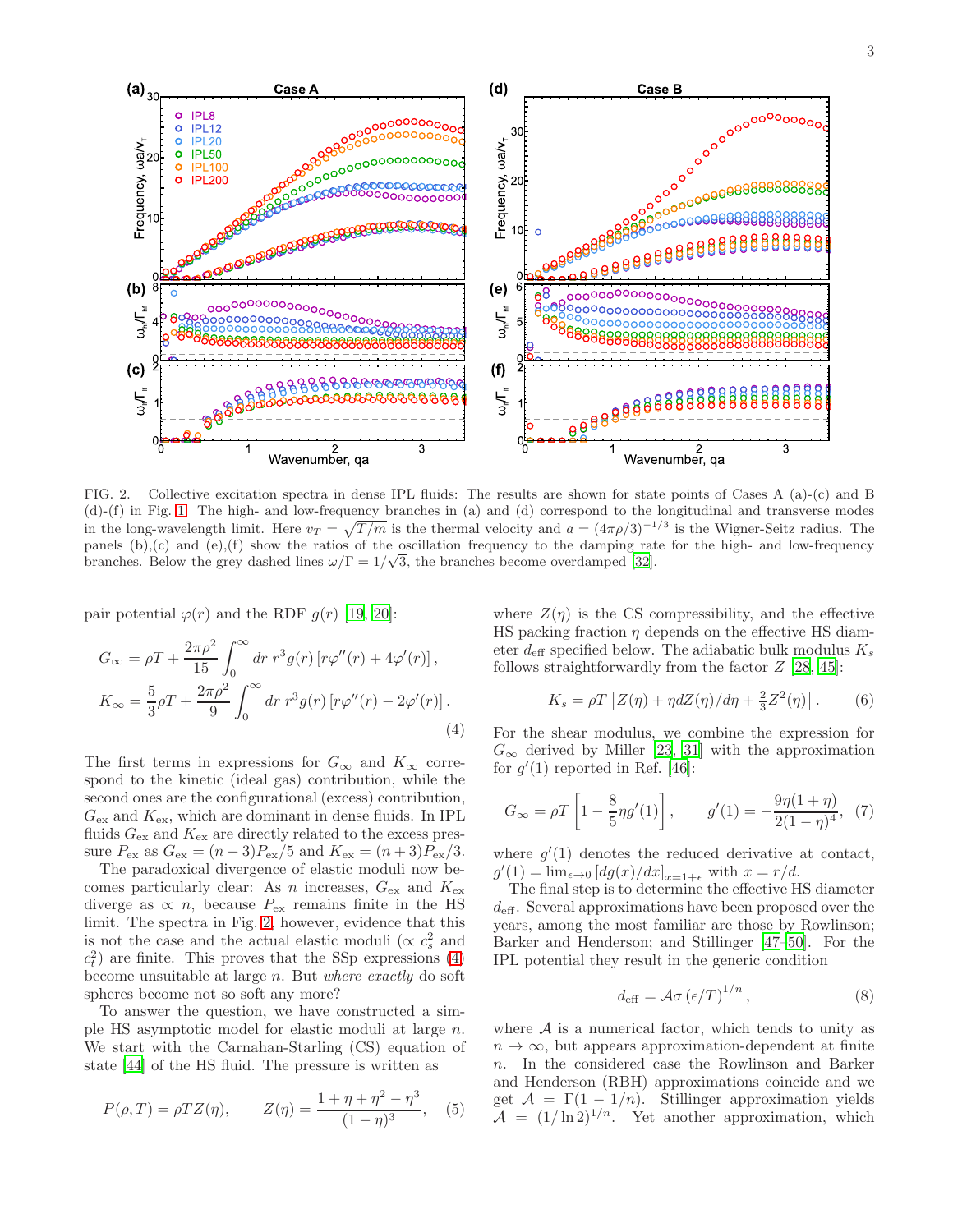FIG. 2. Collective excitation spectra in dense IPL fluids: The results are shown for state points of Cases A (a)-(c) and B (d)-(f) in Fig. 1. The high- and low-frequency branches in (a) and (d) correspond to the longitudinal and transverse modes in the long-wavelength limit. Here $v_T = \sqrt{T/m}$ is the thermal velocity and $a = (4\pi\rho/3)^{-1/3}$ is the Wigner-Seitz radius. The panels (b),(c) and (e),(f) show the ratios of the oscillation frequency to the damping rate for the high- and low-frequency branches. Below the grey dashed lines $\omega/\Gamma = 1/\sqrt{3}$, the branches become overdamped [32].

pair potential $\varphi(r)$ and the RDF $g(r)$ [19, 20]:

$$G_\infty = \rho T + \frac{2\pi\rho^2}{15}\int_0^\infty dr\, r^3 g(r)\left[r\varphi''(r) + 4\varphi'(r)\right],$$
$$K_\infty = \frac{5}{3}\rho T + \frac{2\pi\rho^2}{9}\int_0^\infty dr\, r^3 g(r)\left[r\varphi''(r) - 2\varphi'(r)\right]. \tag{4}$$

The first terms in expressions for $G_\infty$ and $K_\infty$ correspond to the kinetic (ideal gas) contribution, while the second ones are the configurational (excess) contribution, $G_{\rm ex}$ and $K_{\rm ex}$, which are dominant in dense fluids. In IPL fluids $G_{\rm ex}$ and $K_{\rm ex}$ are directly related to the excess pressure $P_{\rm ex}$ as $G_{\rm ex} = (n-3)P_{\rm ex}/5$ and $K_{\rm ex} = (n+3)P_{\rm ex}/3$.

The paradoxical divergence of elastic moduli now becomes particularly clear: As $n$ increases, $G_{\rm ex}$ and $K_{\rm ex}$ diverge as $\propto n$, because $P_{\rm ex}$ remains finite in the HS limit. The spectra in Fig. 2, however, evidence that this is not the case and the actual elastic moduli ($\propto c_s^2$ and $c_t^2$) are finite. This proves that the SSp expressions (4) become unsuitable at large $n$. But *where exactly* do soft spheres become not so soft any more?

To answer the question, we have constructed a simple HS asymptotic model for elastic moduli at large $n$. We start with the Carnahan-Starling (CS) equation of state [44] of the HS fluid. The pressure is written as

$$P(\rho, T) = \rho T Z(\eta), \qquad Z(\eta) = \frac{1+\eta+\eta^2-\eta^3}{(1-\eta)^3}, \tag{5}$$

where $Z(\eta)$ is the CS compressibility, and the effective HS packing fraction $\eta$ depends on the effective HS diameter $d_{\rm eff}$ specified below. The adiabatic bulk modulus $K_s$ follows straightforwardly from the factor $Z$ [28, 45]:

$$K_s = \rho T\left[Z(\eta) + \eta dZ(\eta)/d\eta + \tfrac{2}{3}Z^2(\eta)\right]. \tag{6}$$

For the shear modulus, we combine the expression for $G_\infty$ derived by Miller [23, 31] with the approximation for $g'(1)$ reported in Ref. [46]:

$$G_\infty = \rho T\left[1 - \frac{8}{5}\eta g'(1)\right], \qquad g'(1) = -\frac{9\eta(1+\eta)}{2(1-\eta)^4}, \tag{7}$$

where $g'(1)$ denotes the reduced derivative at contact, $g'(1) = \lim_{\epsilon\to 0}\left[dg(x)/dx\right]_{x=1+\epsilon}$ with $x = r/d$.

The final step is to determine the effective HS diameter $d_{\rm eff}$. Several approximations have been proposed over the years, among the most familiar are those by Rowlinson; Barker and Henderson; and Stillinger [47–50]. For the IPL potential they result in the generic condition

$$d_{\rm eff} = \mathcal{A}\sigma\left(\epsilon/T\right)^{1/n}, \tag{8}$$

where $\mathcal{A}$ is a numerical factor, which tends to unity as $n\to\infty$, but appears approximation-dependent at finite $n$. In the considered case the Rowlinson and Barker and Henderson (RBH) approximations coincide and we get $\mathcal{A} = \Gamma(1-1/n)$. Stillinger approximation yields $\mathcal{A} = (1/\ln 2)^{1/n}$. Yet another approximation, which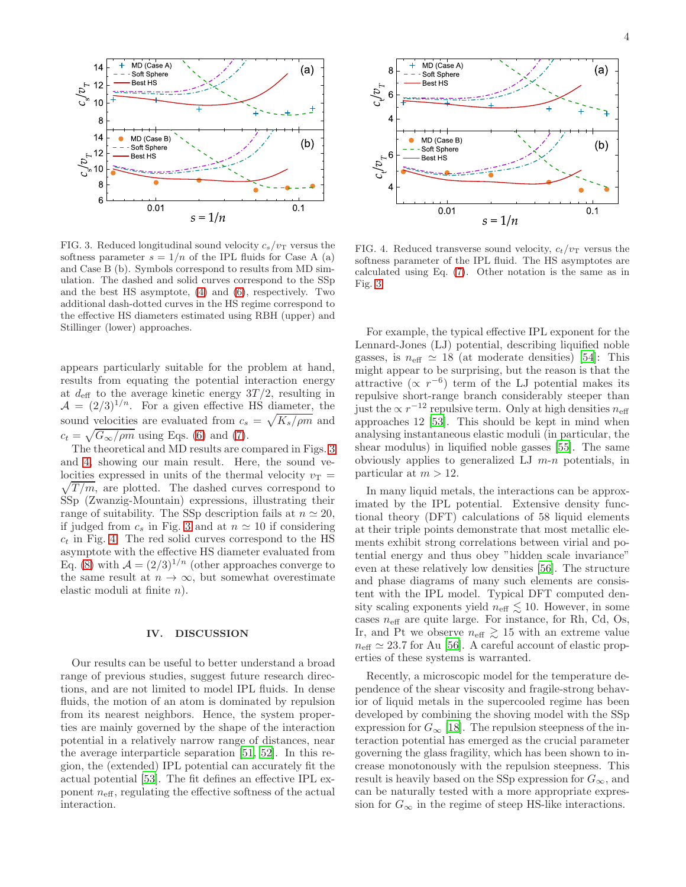FIG. 3. Reduced longitudinal sound velocity $c_s/v_T$ versus the softness parameter $s = 1/n$ of the IPL fluids for Case A (a) and Case B (b). Symbols correspond to results from MD simulation. The dashed and solid curves correspond to the SSp and the best HS asymptote, (4) and (6), respectively. Two additional dash-dotted curves in the HS regime correspond to the effective HS diameters estimated using RBH (upper) and Stillinger (lower) approaches.

FIG. 4. Reduced transverse sound velocity, $c_t/v_T$ versus the softness parameter of the IPL fluid. The HS asymptotes are calculated using Eq. (7). Other notation is the same as in Fig. 3

appears particularly suitable for the problem at hand, results from equating the potential interaction energy at $d_{\rm eff}$ to the average kinetic energy $3T/2$, resulting in $\mathcal{A} = (2/3)^{1/n}$. For a given effective HS diameter, the sound velocities are evaluated from $c_s = \sqrt{K_s/\rho m}$ and $c_t = \sqrt{G_\infty/\rho m}$ using Eqs. (6) and (7).

The theoretical and MD results are compared in Figs. 3 and 4, showing our main result. Here, the sound velocities expressed in units of the thermal velocity $v_{\rm T} = \sqrt{T/m}$, are plotted. The dashed curves correspond to SSp (Zwanzig-Mountain) expressions, illustrating their range of suitability. The SSp description fails at $n \simeq 20$, if judged from $c_s$ in Fig. 3 and at $n \simeq 10$ if considering $c_t$ in Fig. 4. The red solid curves correspond to the HS asymptote with the effective HS diameter evaluated from Eq. (8) with $\mathcal{A} = (2/3)^{1/n}$ (other approaches converge to the same result at $n \to \infty$, but somewhat overestimate elastic moduli at finite $n$).

## IV. DISCUSSION

Our results can be useful to better understand a broad range of previous studies, suggest future research directions, and are not limited to model IPL fluids. In dense fluids, the motion of an atom is dominated by repulsion from its nearest neighbors. Hence, the system properties are mainly governed by the shape of the interaction potential in a relatively narrow range of distances, near the average interparticle separation [51, 52]. In this region, the (extended) IPL potential can accurately fit the actual potential [53]. The fit defines an effective IPL exponent $n_{\rm eff}$, regulating the effective softness of the actual interaction.

For example, the typical effective IPL exponent for the Lennard-Jones (LJ) potential, describing liquified noble gasses, is $n_{\rm eff} \simeq 18$ (at moderate densities) [54]: This might appear to be surprising, but the reason is that the attractive ($\propto r^{-6}$) term of the LJ potential makes its repulsive short-range branch considerably steeper than just the $\propto r^{-12}$ repulsive term. Only at high densities $n_{\rm eff}$ approaches 12 [53]. This should be kept in mind when analysing instantaneous elastic moduli (in particular, the shear modulus) in liquified noble gasses [55]. The same obviously applies to generalized LJ $m$-$n$ potentials, in particular at $m > 12$.

In many liquid metals, the interactions can be approximated by the IPL potential. Extensive density functional theory (DFT) calculations of 58 liquid elements at their triple points demonstrate that most metallic elements exhibit strong correlations between virial and potential energy and thus obey "hidden scale invariance" even at these relatively low densities [56]. The structure and phase diagrams of many such elements are consistent with the IPL model. Typical DFT computed density scaling exponents yield $n_{\rm eff} \lesssim 10$. However, in some cases $n_{\rm eff}$ are quite large. For instance, for Rh, Cd, Os, Ir, and Pt we observe $n_{\rm eff} \gtrsim 15$ with an extreme value $n_{\rm eff} \simeq 23.7$ for Au [56]. A careful account of elastic properties of these systems is warranted.

Recently, a microscopic model for the temperature dependence of the shear viscosity and fragile-strong behavior of liquid metals in the supercooled regime has been developed by combining the shoving model with the SSp expression for $G_\infty$ [18]. The repulsion steepness of the interaction potential has emerged as the crucial parameter governing the glass fragility, which has been shown to increase monotonously with the repulsion steepness. This result is heavily based on the SSp expression for $G_\infty$, and can be naturally tested with a more appropriate expression for $G_\infty$ in the regime of steep HS-like interactions.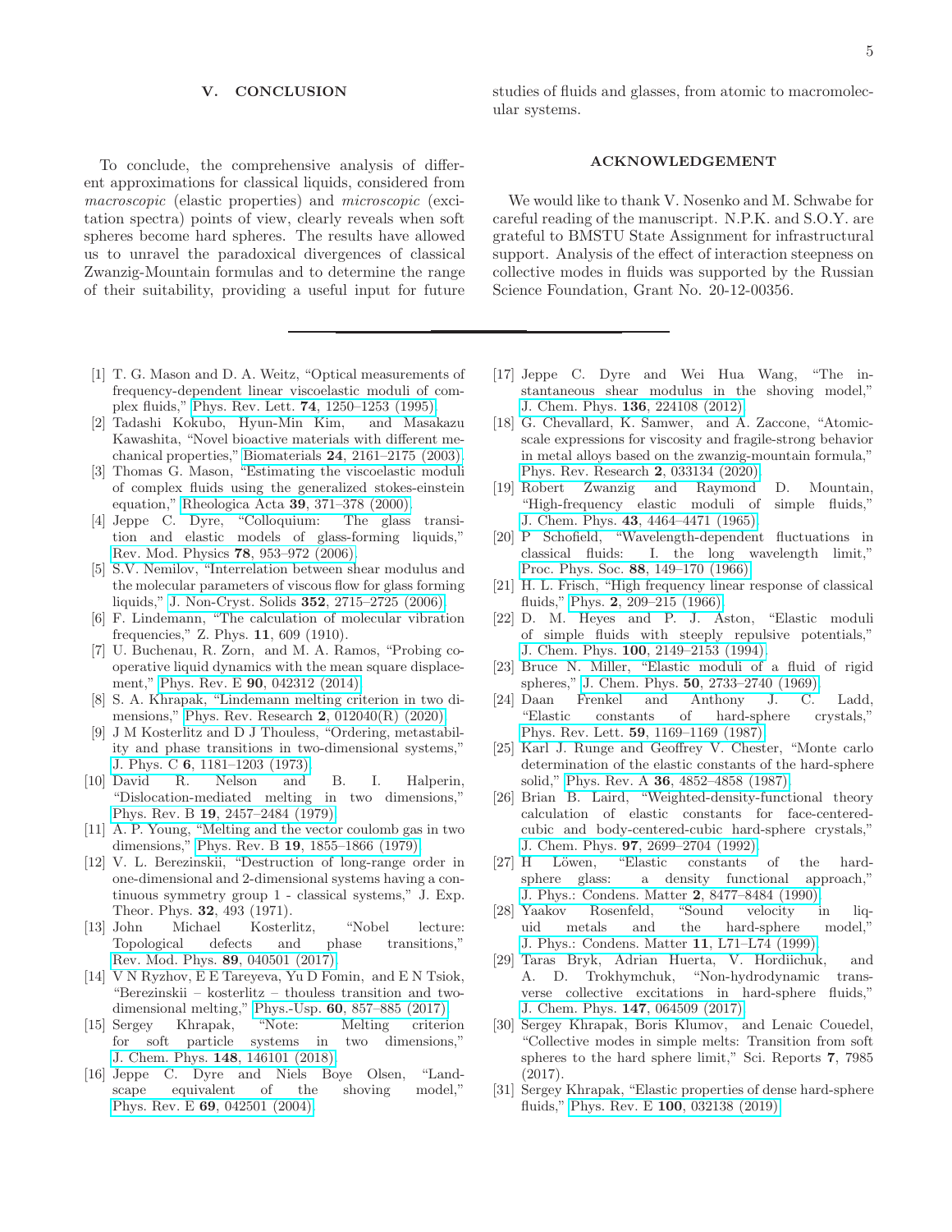## V. CONCLUSION

To conclude, the comprehensive analysis of different approximations for classical liquids, considered from *macroscopic* (elastic properties) and *microscopic* (excitation spectra) points of view, clearly reveals when soft spheres become hard spheres. The results have allowed us to unravel the paradoxical divergences of classical Zwanzig-Mountain formulas and to determine the range of their suitability, providing a useful input for future studies of fluids and glasses, from atomic to macromolecular systems.

## ACKNOWLEDGEMENT

We would like to thank V. Nosenko and M. Schwabe for careful reading of the manuscript. N.P.K. and S.O.Y. are grateful to BMSTU State Assignment for infrastructural support. Analysis of the effect of interaction steepness on collective modes in fluids was supported by the Russian Science Foundation, Grant No. 20-12-00356.

---

[1] T. G. Mason and D. A. Weitz, "Optical measurements of frequency-dependent linear viscoelastic moduli of complex fluids," Phys. Rev. Lett. **74**, 1250–1253 (1995).

[2] Tadashi Kokubo, Hyun-Min Kim, and Masakazu Kawashita, "Novel bioactive materials with different mechanical properties," Biomaterials **24**, 2161–2175 (2003).

[3] Thomas G. Mason, "Estimating the viscoelastic moduli of complex fluids using the generalized stokes-einstein equation," Rheologica Acta **39**, 371–378 (2000).

[4] Jeppe C. Dyre, "Colloquium: The glass transition and elastic models of glass-forming liquids," Rev. Mod. Physics **78**, 953–972 (2006).

[5] S.V. Nemilov, "Interrelation between shear modulus and the molecular parameters of viscous flow for glass forming liquids," J. Non-Cryst. Solids **352**, 2715–2725 (2006).

[6] F. Lindemann, "The calculation of molecular vibration frequencies," Z. Phys. **11**, 609 (1910).

[7] U. Buchenau, R. Zorn, and M. A. Ramos, "Probing cooperative liquid dynamics with the mean square displacement," Phys. Rev. E **90**, 042312 (2014).

[8] S. A. Khrapak, "Lindemann melting criterion in two dimensions," Phys. Rev. Research **2**, 012040(R) (2020).

[9] J M Kosterlitz and D J Thouless, "Ordering, metastability and phase transitions in two-dimensional systems," J. Phys. C **6**, 1181–1203 (1973).

[10] David R. Nelson and B. I. Halperin, "Dislocation-mediated melting in two dimensions," Phys. Rev. B **19**, 2457–2484 (1979).

[11] A. P. Young, "Melting and the vector coulomb gas in two dimensions," Phys. Rev. B **19**, 1855–1866 (1979).

[12] V. L. Berezinskii, "Destruction of long-range order in one-dimensional and 2-dimensional systems having a continuous symmetry group 1 - classical systems," J. Exp. Theor. Phys. **32**, 493 (1971).

[13] John Michael Kosterlitz, "Nobel lecture: Topological defects and phase transitions," Rev. Mod. Phys. **89**, 040501 (2017).

[14] V N Ryzhov, E E Tareyeva, Yu D Fomin, and E N Tsiok, "Berezinskii – kosterlitz – thouless transition and two-dimensional melting," Phys.-Usp. **60**, 857–885 (2017).

[15] Sergey Khrapak, "Note: Melting criterion for soft particle systems in two dimensions," J. Chem. Phys. **148**, 146101 (2018).

[16] Jeppe C. Dyre and Niels Boye Olsen, "Landscape equivalent of the shoving model," Phys. Rev. E **69**, 042501 (2004).

[17] Jeppe C. Dyre and Wei Hua Wang, "The instantaneous shear modulus in the shoving model," J. Chem. Phys. **136**, 224108 (2012).

[18] G. Chevallard, K. Samwer, and A. Zaccone, "Atomic-scale expressions for viscosity and fragile-strong behavior in metal alloys based on the zwanzig-mountain formula," Phys. Rev. Research **2**, 033134 (2020).

[19] Robert Zwanzig and Raymond D. Mountain, "High-frequency elastic moduli of simple fluids," J. Chem. Phys. **43**, 4464–4471 (1965).

[20] P Schofield, "Wavelength-dependent fluctuations in classical fluids: I. the long wavelength limit," Proc. Phys. Soc. **88**, 149–170 (1966).

[21] H. L. Frisch, "High frequency linear response of classical fluids," Phys. **2**, 209–215 (1966).

[22] D. M. Heyes and P. J. Aston, "Elastic moduli of simple fluids with steeply repulsive potentials," J. Chem. Phys. **100**, 2149–2153 (1994).

[23] Bruce N. Miller, "Elastic moduli of a fluid of rigid spheres," J. Chem. Phys. **50**, 2733–2740 (1969).

[24] Daan Frenkel and Anthony J. C. Ladd, "Elastic constants of hard-sphere crystals," Phys. Rev. Lett. **59**, 1169–1169 (1987).

[25] Karl J. Runge and Geoffrey V. Chester, "Monte carlo determination of the elastic constants of the hard-sphere solid," Phys. Rev. A **36**, 4852–4858 (1987).

[26] Brian B. Laird, "Weighted-density-functional theory calculation of elastic constants for face-centered-cubic and body-centered-cubic hard-sphere crystals," J. Chem. Phys. **97**, 2699–2704 (1992).

[27] H Löwen, "Elastic constants of the hard-sphere glass: a density functional approach," J. Phys.: Condens. Matter **2**, 8477–8484 (1990).

[28] Yaakov Rosenfeld, "Sound velocity in liquid metals and the hard-sphere model," J. Phys.: Condens. Matter **11**, L71–L74 (1999).

[29] Taras Bryk, Adrian Huerta, V. Hordiichuk, and A. D. Trokhymchuk, "Non-hydrodynamic transverse collective excitations in hard-sphere fluids," J. Chem. Phys. **147**, 064509 (2017).

[30] Sergey Khrapak, Boris Klumov, and Lenaic Couedel, "Collective modes in simple melts: Transition from soft spheres to the hard sphere limit," Sci. Reports **7**, 7985 (2017).

[31] Sergey Khrapak, "Elastic properties of dense hard-sphere fluids," Phys. Rev. E **100**, 032138 (2019).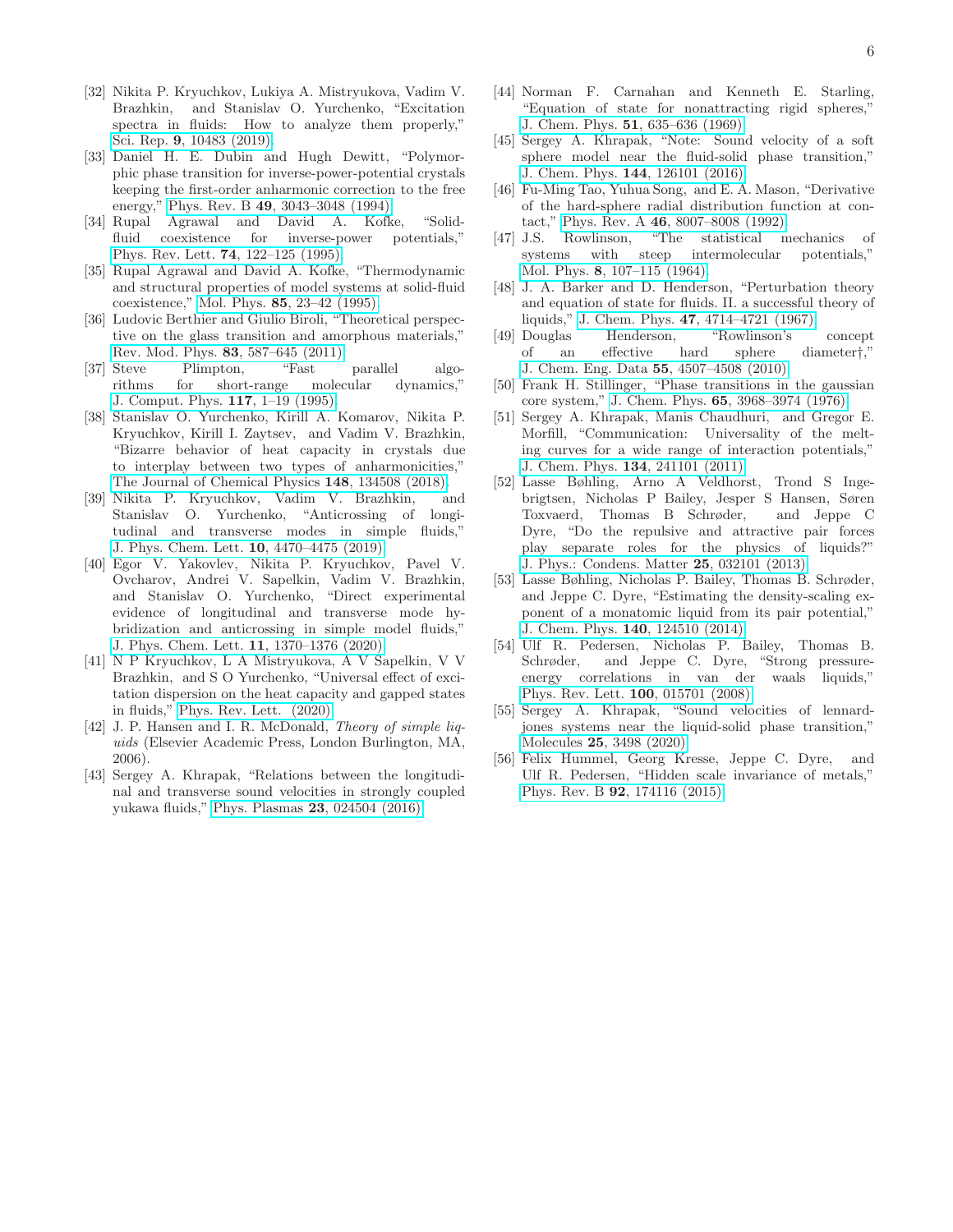[32] Nikita P. Kryuchkov, Lukiya A. Mistryukova, Vadim V. Brazhkin, and Stanislav O. Yurchenko, "Excitation spectra in fluids: How to analyze them properly," Sci. Rep. **9**, 10483 (2019).

[33] Daniel H. E. Dubin and Hugh Dewitt, "Polymorphic phase transition for inverse-power-potential crystals keeping the first-order anharmonic correction to the free energy," Phys. Rev. B **49**, 3043–3048 (1994).

[34] Rupal Agrawal and David A. Kofke, "Solid-fluid coexistence for inverse-power potentials," Phys. Rev. Lett. **74**, 122–125 (1995).

[35] Rupal Agrawal and David A. Kofke, "Thermodynamic and structural properties of model systems at solid-fluid coexistence," Mol. Phys. **85**, 23–42 (1995).

[36] Ludovic Berthier and Giulio Biroli, "Theoretical perspective on the glass transition and amorphous materials," Rev. Mod. Phys. **83**, 587–645 (2011).

[37] Steve Plimpton, "Fast parallel algorithms for short-range molecular dynamics," J. Comput. Phys. **117**, 1–19 (1995).

[38] Stanislav O. Yurchenko, Kirill A. Komarov, Nikita P. Kryuchkov, Kirill I. Zaytsev, and Vadim V. Brazhkin, "Bizarre behavior of heat capacity in crystals due to interplay between two types of anharmonicities," The Journal of Chemical Physics **148**, 134508 (2018).

[39] Nikita P. Kryuchkov, Vadim V. Brazhkin, and Stanislav O. Yurchenko, "Anticrossing of longitudinal and transverse modes in simple fluids," J. Phys. Chem. Lett. **10**, 4470–4475 (2019).

[40] Egor V. Yakovlev, Nikita P. Kryuchkov, Pavel V. Ovcharov, Andrei V. Sapelkin, Vadim V. Brazhkin, and Stanislav O. Yurchenko, "Direct experimental evidence of longitudinal and transverse mode hybridization and anticrossing in simple model fluids," J. Phys. Chem. Lett. **11**, 1370–1376 (2020).

[41] N P Kryuchkov, L A Mistryukova, A V Sapelkin, V V Brazhkin, and S O Yurchenko, "Universal effect of excitation dispersion on the heat capacity and gapped states in fluids," Phys. Rev. Lett. (2020).

[42] J. P. Hansen and I. R. McDonald, *Theory of simple liquids* (Elsevier Academic Press, London Burlington, MA, 2006).

[43] Sergey A. Khrapak, "Relations between the longitudinal and transverse sound velocities in strongly coupled yukawa fluids," Phys. Plasmas **23**, 024504 (2016).

[44] Norman F. Carnahan and Kenneth E. Starling, "Equation of state for nonattracting rigid spheres," J. Chem. Phys. **51**, 635–636 (1969).

[45] Sergey A. Khrapak, "Note: Sound velocity of a soft sphere model near the fluid-solid phase transition," J. Chem. Phys. **144**, 126101 (2016).

[46] Fu-Ming Tao, Yuhua Song, and E. A. Mason, "Derivative of the hard-sphere radial distribution function at contact," Phys. Rev. A **46**, 8007–8008 (1992).

[47] J.S. Rowlinson, "The statistical mechanics of systems with steep intermolecular potentials," Mol. Phys. **8**, 107–115 (1964).

[48] J. A. Barker and D. Henderson, "Perturbation theory and equation of state for fluids. II. a successful theory of liquids," J. Chem. Phys. **47**, 4714–4721 (1967).

[49] Douglas Henderson, "Rowlinson's concept of an effective hard sphere diameter†," J. Chem. Eng. Data **55**, 4507–4508 (2010).

[50] Frank H. Stillinger, "Phase transitions in the gaussian core system," J. Chem. Phys. **65**, 3968–3974 (1976).

[51] Sergey A. Khrapak, Manis Chaudhuri, and Gregor E. Morfill, "Communication: Universality of the melting curves for a wide range of interaction potentials," J. Chem. Phys. **134**, 241101 (2011).

[52] Lasse Bøhling, Arno A Veldhorst, Trond S Ingebrigtsen, Nicholas P Bailey, Jesper S Hansen, Søren Toxvaerd, Thomas B Schrøder, and Jeppe C Dyre, "Do the repulsive and attractive pair forces play separate roles for the physics of liquids?" J. Phys.: Condens. Matter **25**, 032101 (2013).

[53] Lasse Bøhling, Nicholas P. Bailey, Thomas B. Schrøder, and Jeppe C. Dyre, "Estimating the density-scaling exponent of a monatomic liquid from its pair potential," J. Chem. Phys. **140**, 124510 (2014).

[54] Ulf R. Pedersen, Nicholas P. Bailey, Thomas B. Schrøder, and Jeppe C. Dyre, "Strong pressure-energy correlations in van der waals liquids," Phys. Rev. Lett. **100**, 015701 (2008).

[55] Sergey A. Khrapak, "Sound velocities of lennard-jones systems near the liquid-solid phase transition," Molecules **25**, 3498 (2020).

[56] Felix Hummel, Georg Kresse, Jeppe C. Dyre, and Ulf R. Pedersen, "Hidden scale invariance of metals," Phys. Rev. B **92**, 174116 (2015).